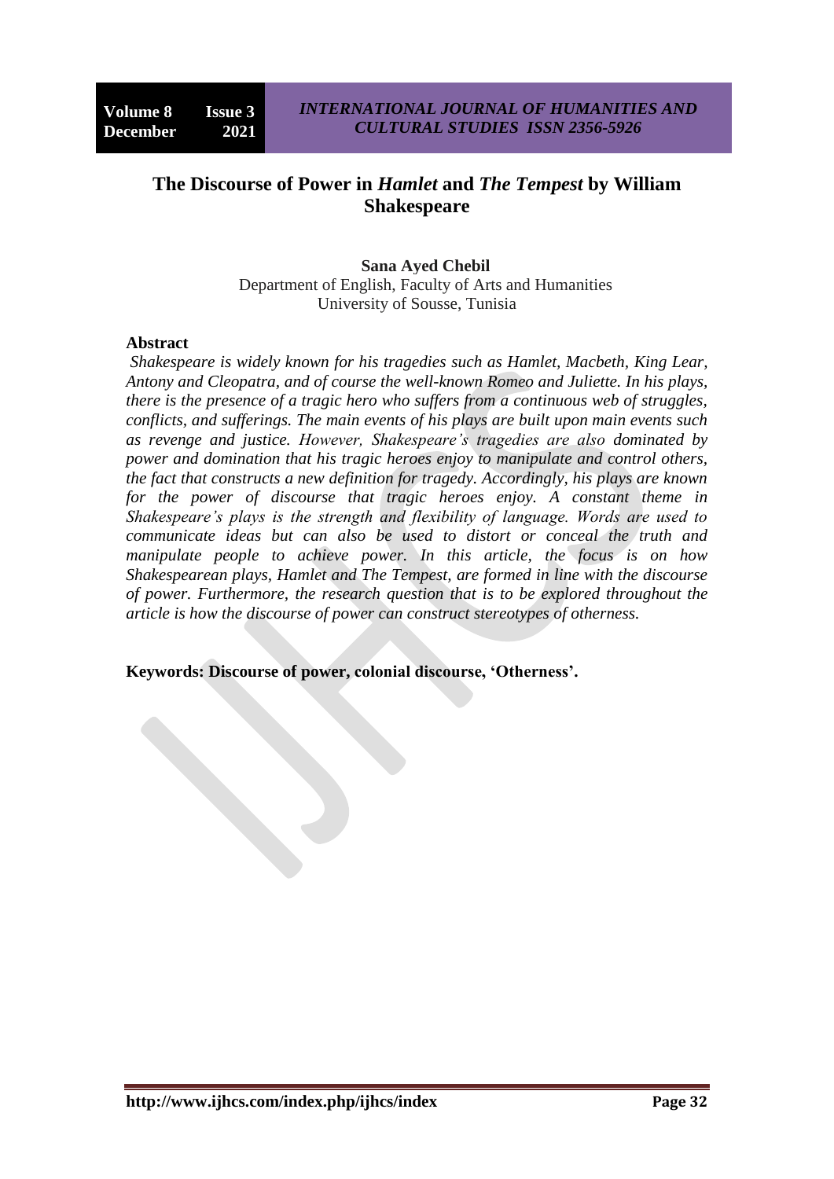# The Discourse of Power in *Hamlet* and *The Tempest* by William Shakespeare

**Sana Ayed Chebil**
Department of English, Faculty of Arts and Humanities
University of Sousse, Tunisia

**Abstract**

*Shakespeare is widely known for his tragedies such as Hamlet, Macbeth, King Lear, Antony and Cleopatra, and of course the well-known Romeo and Juliette. In his plays, there is the presence of a tragic hero who suffers from a continuous web of struggles, conflicts, and sufferings. The main events of his plays are built upon main events such as revenge and justice. However, Shakespeare's tragedies are also dominated by power and domination that his tragic heroes enjoy to manipulate and control others, the fact that constructs a new definition for tragedy. Accordingly, his plays are known for the power of discourse that tragic heroes enjoy. A constant theme in Shakespeare's plays is the strength and flexibility of language. Words are used to communicate ideas but can also be used to distort or conceal the truth and manipulate people to achieve power. In this article, the focus is on how Shakespearean plays, Hamlet and The Tempest, are formed in line with the discourse of power. Furthermore, the research question that is to be explored throughout the article is how the discourse of power can construct stereotypes of otherness.*

**Keywords: Discourse of power, colonial discourse, 'Otherness'.**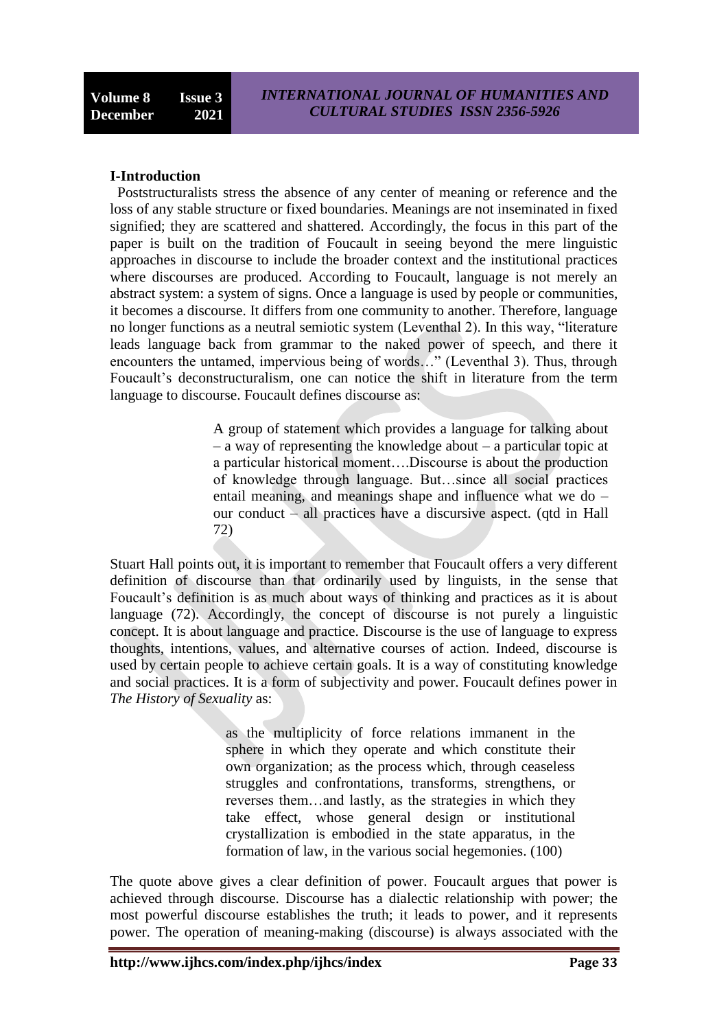### I-Introduction

Poststructuralists stress the absence of any center of meaning or reference and the loss of any stable structure or fixed boundaries. Meanings are not inseminated in fixed signified; they are scattered and shattered. Accordingly, the focus in this part of the paper is built on the tradition of Foucault in seeing beyond the mere linguistic approaches in discourse to include the broader context and the institutional practices where discourses are produced. According to Foucault, language is not merely an abstract system: a system of signs. Once a language is used by people or communities, it becomes a discourse. It differs from one community to another. Therefore, language no longer functions as a neutral semiotic system (Leventhal 2). In this way, "literature leads language back from grammar to the naked power of speech, and there it encounters the untamed, impervious being of words…" (Leventhal 3). Thus, through Foucault's deconstructuralism, one can notice the shift in literature from the term language to discourse. Foucault defines discourse as:

> A group of statement which provides a language for talking about – a way of representing the knowledge about – a particular topic at a particular historical moment….Discourse is about the production of knowledge through language. But…since all social practices entail meaning, and meanings shape and influence what we do – our conduct – all practices have a discursive aspect. (qtd in Hall 72)

Stuart Hall points out, it is important to remember that Foucault offers a very different definition of discourse than that ordinarily used by linguists, in the sense that Foucault's definition is as much about ways of thinking and practices as it is about language (72). Accordingly, the concept of discourse is not purely a linguistic concept. It is about language and practice. Discourse is the use of language to express thoughts, intentions, values, and alternative courses of action. Indeed, discourse is used by certain people to achieve certain goals. It is a way of constituting knowledge and social practices. It is a form of subjectivity and power. Foucault defines power in *The History of Sexuality* as:

> as the multiplicity of force relations immanent in the sphere in which they operate and which constitute their own organization; as the process which, through ceaseless struggles and confrontations, transforms, strengthens, or reverses them…and lastly, as the strategies in which they take effect, whose general design or institutional crystallization is embodied in the state apparatus, in the formation of law, in the various social hegemonies. (100)

The quote above gives a clear definition of power. Foucault argues that power is achieved through discourse. Discourse has a dialectic relationship with power; the most powerful discourse establishes the truth; it leads to power, and it represents power. The operation of meaning-making (discourse) is always associated with the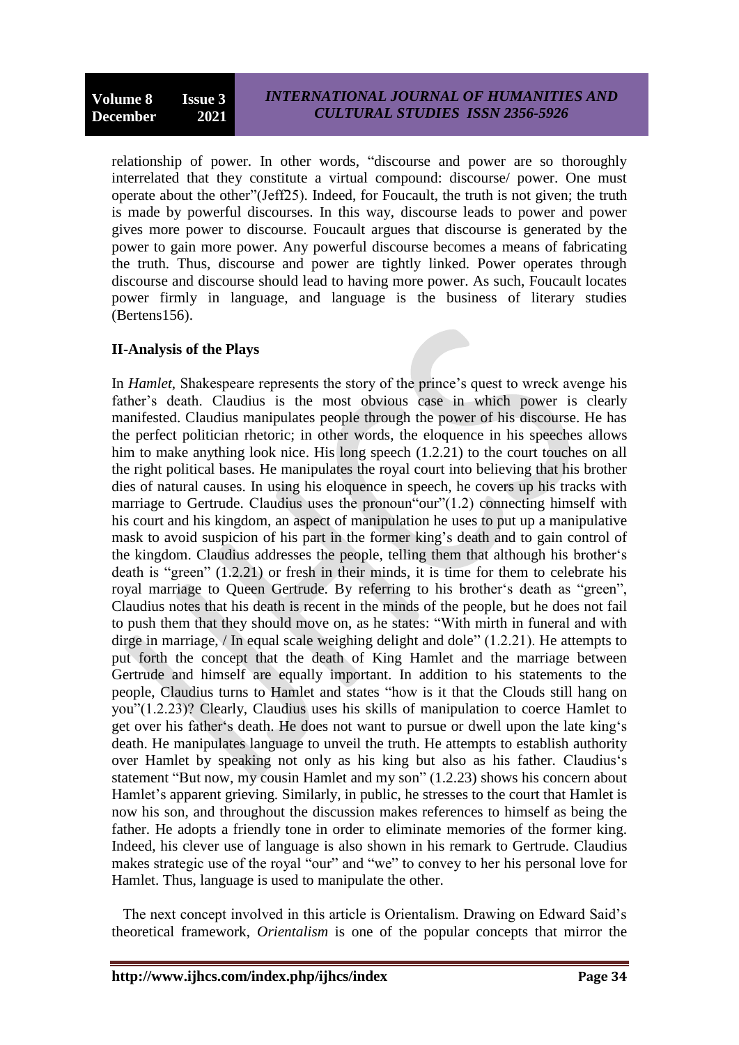relationship of power. In other words, "discourse and power are so thoroughly interrelated that they constitute a virtual compound: discourse/ power. One must operate about the other"(Jeff25). Indeed, for Foucault, the truth is not given; the truth is made by powerful discourses. In this way, discourse leads to power and power gives more power to discourse. Foucault argues that discourse is generated by the power to gain more power. Any powerful discourse becomes a means of fabricating the truth. Thus, discourse and power are tightly linked. Power operates through discourse and discourse should lead to having more power. As such, Foucault locates power firmly in language, and language is the business of literary studies (Bertens156).

**II-Analysis of the Plays**

In *Hamlet*, Shakespeare represents the story of the prince's quest to wreck avenge his father's death. Claudius is the most obvious case in which power is clearly manifested. Claudius manipulates people through the power of his discourse. He has the perfect politician rhetoric; in other words, the eloquence in his speeches allows him to make anything look nice. His long speech (1.2.21) to the court touches on all the right political bases. He manipulates the royal court into believing that his brother dies of natural causes. In using his eloquence in speech, he covers up his tracks with marriage to Gertrude. Claudius uses the pronoun"our"(1.2) connecting himself with his court and his kingdom, an aspect of manipulation he uses to put up a manipulative mask to avoid suspicion of his part in the former king's death and to gain control of the kingdom. Claudius addresses the people, telling them that although his brother's death is "green" (1.2.21) or fresh in their minds, it is time for them to celebrate his royal marriage to Queen Gertrude. By referring to his brother's death as "green", Claudius notes that his death is recent in the minds of the people, but he does not fail to push them that they should move on, as he states: "With mirth in funeral and with dirge in marriage, / In equal scale weighing delight and dole" (1.2.21). He attempts to put forth the concept that the death of King Hamlet and the marriage between Gertrude and himself are equally important. In addition to his statements to the people, Claudius turns to Hamlet and states "how is it that the Clouds still hang on you"(1.2.23)? Clearly, Claudius uses his skills of manipulation to coerce Hamlet to get over his father's death. He does not want to pursue or dwell upon the late king's death. He manipulates language to unveil the truth. He attempts to establish authority over Hamlet by speaking not only as his king but also as his father. Claudius's statement "But now, my cousin Hamlet and my son" (1.2.23) shows his concern about Hamlet's apparent grieving. Similarly, in public, he stresses to the court that Hamlet is now his son, and throughout the discussion makes references to himself as being the father. He adopts a friendly tone in order to eliminate memories of the former king. Indeed, his clever use of language is also shown in his remark to Gertrude. Claudius makes strategic use of the royal "our" and "we" to convey to her his personal love for Hamlet. Thus, language is used to manipulate the other.

The next concept involved in this article is Orientalism. Drawing on Edward Said's theoretical framework, *Orientalism* is one of the popular concepts that mirror the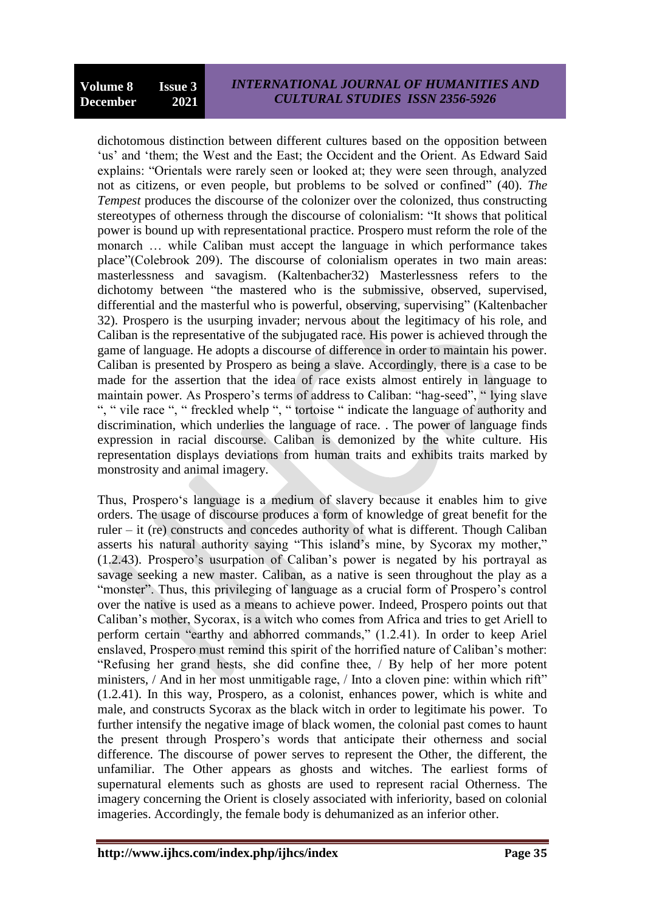dichotomous distinction between different cultures based on the opposition between 'us' and 'them; the West and the East; the Occident and the Orient. As Edward Said explains: "Orientals were rarely seen or looked at; they were seen through, analyzed not as citizens, or even people, but problems to be solved or confined" (40). *The Tempest* produces the discourse of the colonizer over the colonized, thus constructing stereotypes of otherness through the discourse of colonialism: "It shows that political power is bound up with representational practice. Prospero must reform the role of the monarch … while Caliban must accept the language in which performance takes place"(Colebrook 209). The discourse of colonialism operates in two main areas: masterlessness and savagism. (Kaltenbacher32) Masterlessness refers to the dichotomy between "the mastered who is the submissive, observed, supervised, differential and the masterful who is powerful, observing, supervising" (Kaltenbacher 32). Prospero is the usurping invader; nervous about the legitimacy of his role, and Caliban is the representative of the subjugated race. His power is achieved through the game of language. He adopts a discourse of difference in order to maintain his power. Caliban is presented by Prospero as being a slave. Accordingly, there is a case to be made for the assertion that the idea of race exists almost entirely in language to maintain power. As Prospero's terms of address to Caliban: "hag-seed", " lying slave ", " vile race ", " freckled whelp ", " tortoise " indicate the language of authority and discrimination, which underlies the language of race. . The power of language finds expression in racial discourse. Caliban is demonized by the white culture. His representation displays deviations from human traits and exhibits traits marked by monstrosity and animal imagery.

Thus, Prospero's language is a medium of slavery because it enables him to give orders. The usage of discourse produces a form of knowledge of great benefit for the ruler – it (re) constructs and concedes authority of what is different. Though Caliban asserts his natural authority saying "This island's mine, by Sycorax my mother," (1.2.43). Prospero's usurpation of Caliban's power is negated by his portrayal as savage seeking a new master. Caliban, as a native is seen throughout the play as a "monster". Thus, this privileging of language as a crucial form of Prospero's control over the native is used as a means to achieve power. Indeed, Prospero points out that Caliban's mother, Sycorax, is a witch who comes from Africa and tries to get Ariell to perform certain "earthy and abhorred commands," (1.2.41). In order to keep Ariel enslaved, Prospero must remind this spirit of the horrified nature of Caliban's mother: "Refusing her grand hests, she did confine thee, / By help of her more potent ministers, / And in her most unmitigable rage, / Into a cloven pine: within which rift" (1.2.41). In this way, Prospero, as a colonist, enhances power, which is white and male, and constructs Sycorax as the black witch in order to legitimate his power. To further intensify the negative image of black women, the colonial past comes to haunt the present through Prospero's words that anticipate their otherness and social difference. The discourse of power serves to represent the Other, the different, the unfamiliar. The Other appears as ghosts and witches. The earliest forms of supernatural elements such as ghosts are used to represent racial Otherness. The imagery concerning the Orient is closely associated with inferiority, based on colonial imageries. Accordingly, the female body is dehumanized as an inferior other.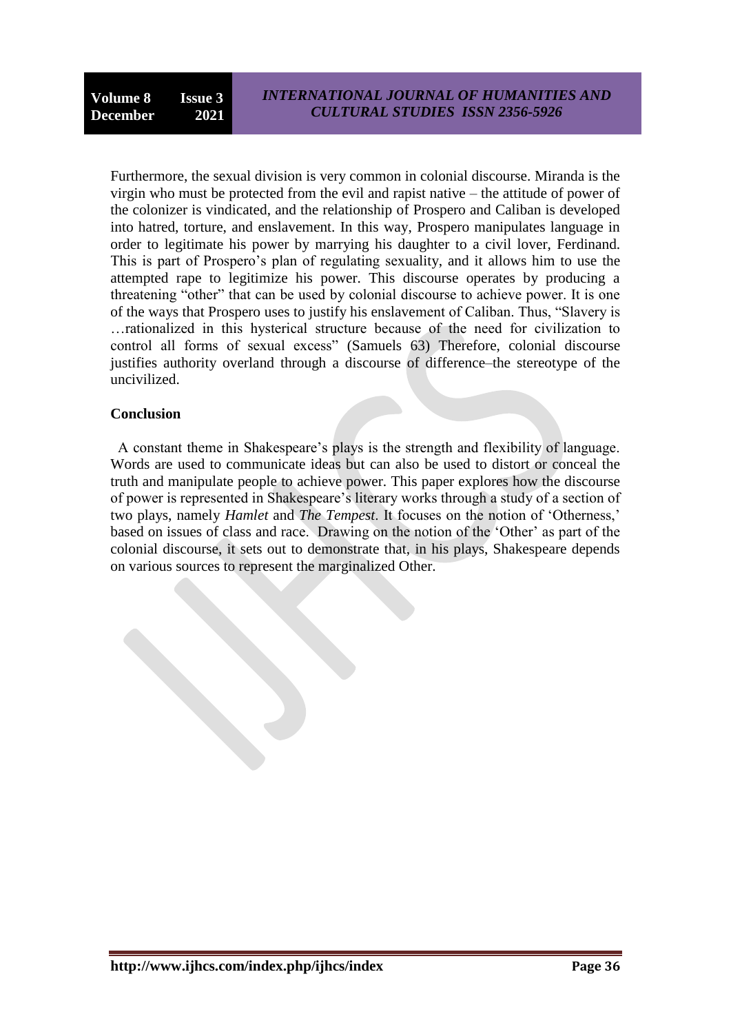Furthermore, the sexual division is very common in colonial discourse. Miranda is the virgin who must be protected from the evil and rapist native – the attitude of power of the colonizer is vindicated, and the relationship of Prospero and Caliban is developed into hatred, torture, and enslavement. In this way, Prospero manipulates language in order to legitimate his power by marrying his daughter to a civil lover, Ferdinand. This is part of Prospero's plan of regulating sexuality, and it allows him to use the attempted rape to legitimize his power. This discourse operates by producing a threatening "other" that can be used by colonial discourse to achieve power. It is one of the ways that Prospero uses to justify his enslavement of Caliban. Thus, "Slavery is …rationalized in this hysterical structure because of the need for civilization to control all forms of sexual excess" (Samuels 63) Therefore, colonial discourse justifies authority overland through a discourse of difference–the stereotype of the uncivilized.

**Conclusion**

A constant theme in Shakespeare's plays is the strength and flexibility of language. Words are used to communicate ideas but can also be used to distort or conceal the truth and manipulate people to achieve power. This paper explores how the discourse of power is represented in Shakespeare's literary works through a study of a section of two plays, namely *Hamlet* and *The Tempest*. It focuses on the notion of 'Otherness,' based on issues of class and race. Drawing on the notion of the 'Other' as part of the colonial discourse, it sets out to demonstrate that, in his plays, Shakespeare depends on various sources to represent the marginalized Other.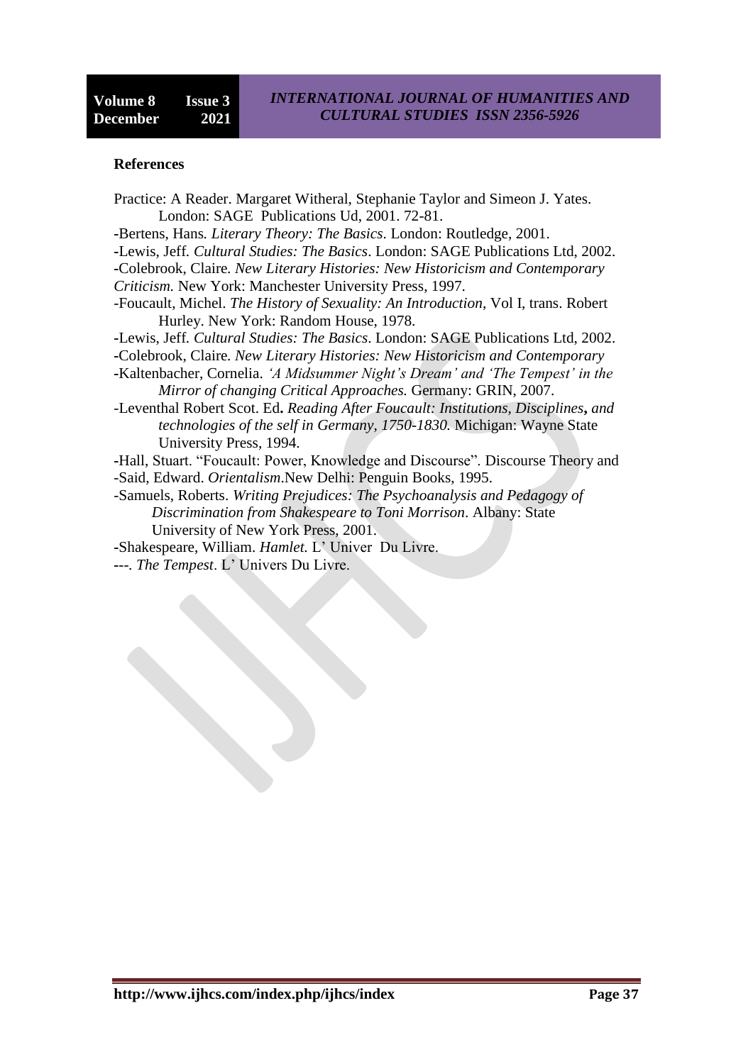## References

Practice: A Reader. Margaret Witheral, Stephanie Taylor and Simeon J. Yates. London: SAGE Publications Ud, 2001. 72-81.

-Bertens, Hans. *Literary Theory: The Basics*. London: Routledge, 2001.

-Lewis, Jeff. *Cultural Studies: The Basics*. London: SAGE Publications Ltd, 2002.

-Colebrook, Claire. *New Literary Histories: New Historicism and Contemporary Criticism.* New York: Manchester University Press, 1997.

-Foucault, Michel. *The History of Sexuality: An Introduction*, Vol I, trans. Robert Hurley. New York: Random House, 1978.

-Lewis, Jeff. *Cultural Studies: The Basics*. London: SAGE Publications Ltd, 2002.

-Colebrook, Claire. *New Literary Histories: New Historicism and Contemporary*

-Kaltenbacher, Cornelia. *'A Midsummer Night's Dream' and 'The Tempest' in the Mirror of changing Critical Approaches.* Germany: GRIN, 2007.

-Leventhal Robert Scot. Ed. *Reading After Foucault: Institutions, Disciplines, and technologies of the self in Germany, 1750-1830.* Michigan: Wayne State University Press, 1994.

-Hall, Stuart. "Foucault: Power, Knowledge and Discourse". Discourse Theory and

-Said, Edward. *Orientalism*.New Delhi: Penguin Books, 1995.

-Samuels, Roberts. *Writing Prejudices: The Psychoanalysis and Pedagogy of Discrimination from Shakespeare to Toni Morrison*. Albany: State University of New York Press, 2001.

-Shakespeare, William. *Hamlet.* L' Univer Du Livre.

---. *The Tempest*. L' Univers Du Livre.